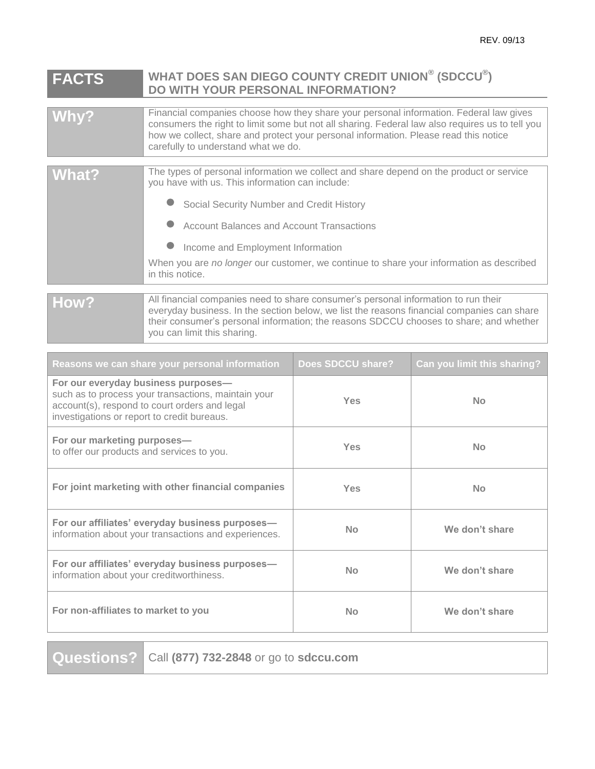REV. 09/13

# FACTS — WHAT DOES SAN DIEGO COUNTY CREDIT UNION® (SDCCU®) DO WITH YOUR PERSONAL INFORMATION?

| | |
|---|---|
| **Why?** | Financial companies choose how they share your personal information. Federal law gives consumers the right to limit some but not all sharing. Federal law also requires us to tell you how we collect, share and protect your personal information. Please read this notice carefully to understand what we do. |

| | |
|---|---|
| **What?** | The types of personal information we collect and share depend on the product or service you have with us. This information can include:<br>• Social Security Number and Credit History<br>• Account Balances and Account Transactions<br>• Income and Employment Information<br>When you are *no longer* our customer, we continue to share your information as described in this notice. |

| | |
|---|---|
| **How?** | All financial companies need to share consumer's personal information to run their everyday business. In the section below, we list the reasons financial companies can share their consumer's personal information; the reasons SDCCU chooses to share; and whether you can limit this sharing. |

| Reasons we can share your personal information | Does SDCCU share? | Can you limit this sharing? |
|---|---|---|
| **For our everyday business purposes—** such as to process your transactions, maintain your account(s), respond to court orders and legal investigations or report to credit bureaus. | Yes | No |
| **For our marketing purposes—** to offer our products and services to you. | Yes | No |
| **For joint marketing with other financial companies** | Yes | No |
| **For our affiliates' everyday business purposes—** information about your transactions and experiences. | No | We don't share |
| **For our affiliates' everyday business purposes—** information about your creditworthiness. | No | We don't share |
| **For non-affiliates to market to you** | No | We don't share |

| | |
|---|---|
| **Questions?** | Call **(877) 732-2848** or go to **sdccu.com** |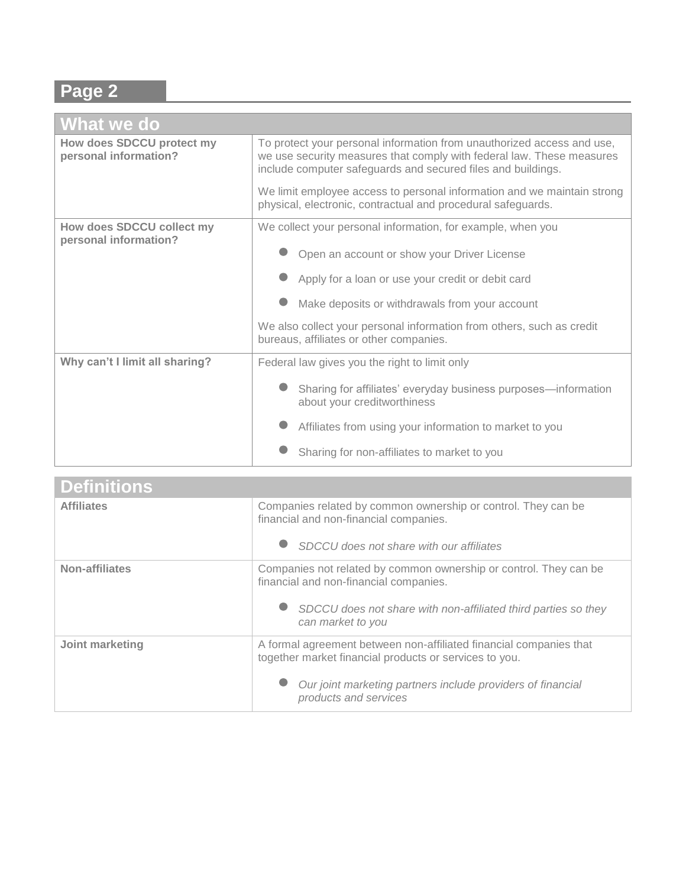## Page 2

| What we do | |
|---|---|
| **How does SDCCU protect my personal information?** | To protect your personal information from unauthorized access and use, we use security measures that comply with federal law. These measures include computer safeguards and secured files and buildings.<br><br>We limit employee access to personal information and we maintain strong physical, electronic, contractual and procedural safeguards. |
| **How does SDCCU collect my personal information?** | We collect your personal information, for example, when you<br>• Open an account or show your Driver License<br>• Apply for a loan or use your credit or debit card<br>• Make deposits or withdrawals from your account<br><br>We also collect your personal information from others, such as credit bureaus, affiliates or other companies. |
| **Why can't I limit all sharing?** | Federal law gives you the right to limit only<br>• Sharing for affiliates' everyday business purposes—information about your creditworthiness<br>• Affiliates from using your information to market to you<br>• Sharing for non-affiliates to market to you |

| Definitions | |
|---|---|
| **Affiliates** | Companies related by common ownership or control. They can be financial and non-financial companies.<br>• *SDCCU does not share with our affiliates* |
| **Non-affiliates** | Companies not related by common ownership or control. They can be financial and non-financial companies.<br>• *SDCCU does not share with non-affiliated third parties so they can market to you* |
| **Joint marketing** | A formal agreement between non-affiliated financial companies that together market financial products or services to you.<br>• *Our joint marketing partners include providers of financial products and services* |